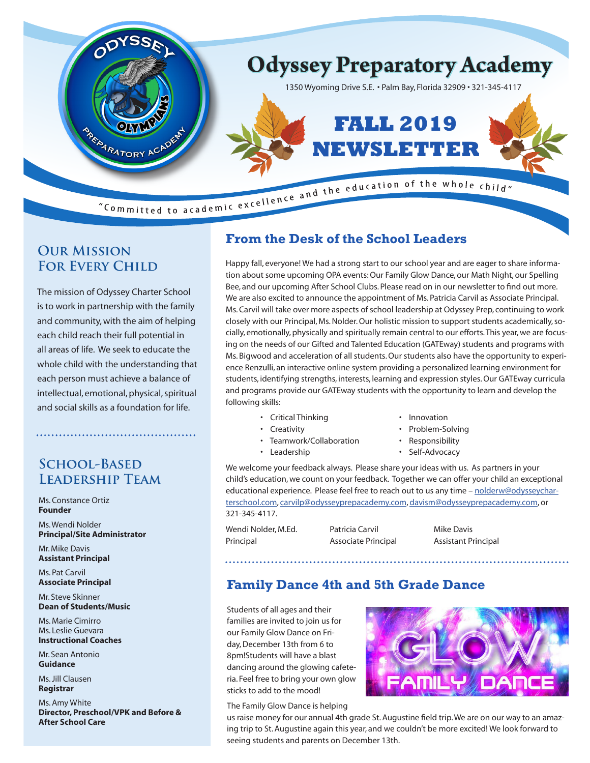# Odyssey Preparatory Academy

1350 Wyoming Drive S.E. • Palm Bay, Florida 32909 • 321-345-4117

# FALL 2019 NEWSLETTER

"Committed to academic excellence and the education of the whole child"

## Our Mission For Every Child

The mission of Odyssey Charter School is to work in partnership with the family and community, with the aim of helping each child reach their full potential in all areas of life. We seek to educate the whole child with the understanding that each person must achieve a balance of intellectual, emotional, physical, spiritual and social skills as a foundation for life.

## School-Based Leadership Team

Ms. Constance Ortiz
**Founder**

Ms. Wendi Nolder
**Principal/Site Administrator**

Mr. Mike Davis
**Assistant Principal**

Ms. Pat Carvil
**Associate Principal**

Mr. Steve Skinner
**Dean of Students/Music**

Ms. Marie Cimirro
Ms. Leslie Guevara
**Instructional Coaches**

Mr. Sean Antonio
**Guidance**

Ms. Jill Clausen
**Registrar**

Ms. Amy White
**Director, Preschool/VPK and Before & After School Care**

## From the Desk of the School Leaders

Happy fall, everyone! We had a strong start to our school year and are eager to share information about some upcoming OPA events: Our Family Glow Dance, our Math Night, our Spelling Bee, and our upcoming After School Clubs. Please read on in our newsletter to find out more. We are also excited to announce the appointment of Ms. Patricia Carvil as Associate Principal. Ms. Carvil will take over more aspects of school leadership at Odyssey Prep, continuing to work closely with our Principal, Ms. Nolder. Our holistic mission to support students academically, socially, emotionally, physically and spiritually remain central to our efforts. This year, we are focusing on the needs of our Gifted and Talented Education (GATEway) students and programs with Ms. Bigwood and acceleration of all students. Our students also have the opportunity to experience Renzulli, an interactive online system providing a personalized learning environment for students, identifying strengths, interests, learning and expression styles. Our GATEway curricula and programs provide our GATEway students with the opportunity to learn and develop the following skills:

- Critical Thinking
- Creativity
- Teamwork/Collaboration
- Leadership
- Innovation
- Problem-Solving
- Responsibility
- Self-Advocacy

We welcome your feedback always. Please share your ideas with us. As partners in your child's education, we count on your feedback. Together we can offer your child an exceptional educational experience. Please feel free to reach out to us any time – nolderw@odysseycharterschool.com, carvilp@odysseyprepacademy.com, davism@odysseyprepacademy.com, or 321-345-4117.

| Wendi Nolder, M.Ed. | Patricia Carvil | Mike Davis |
|---|---|---|
| Principal | Associate Principal | Assistant Principal |

## Family Dance 4th and 5th Grade Dance

Students of all ages and their families are invited to join us for our Family Glow Dance on Friday, December 13th from 6 to 8pm! Students will have a blast dancing around the glowing cafeteria. Feel free to bring your own glow sticks to add to the mood!

The Family Glow Dance is helping us raise money for our annual 4th grade St. Augustine field trip. We are on our way to an amazing trip to St. Augustine again this year, and we couldn't be more excited! We look forward to seeing students and parents on December 13th.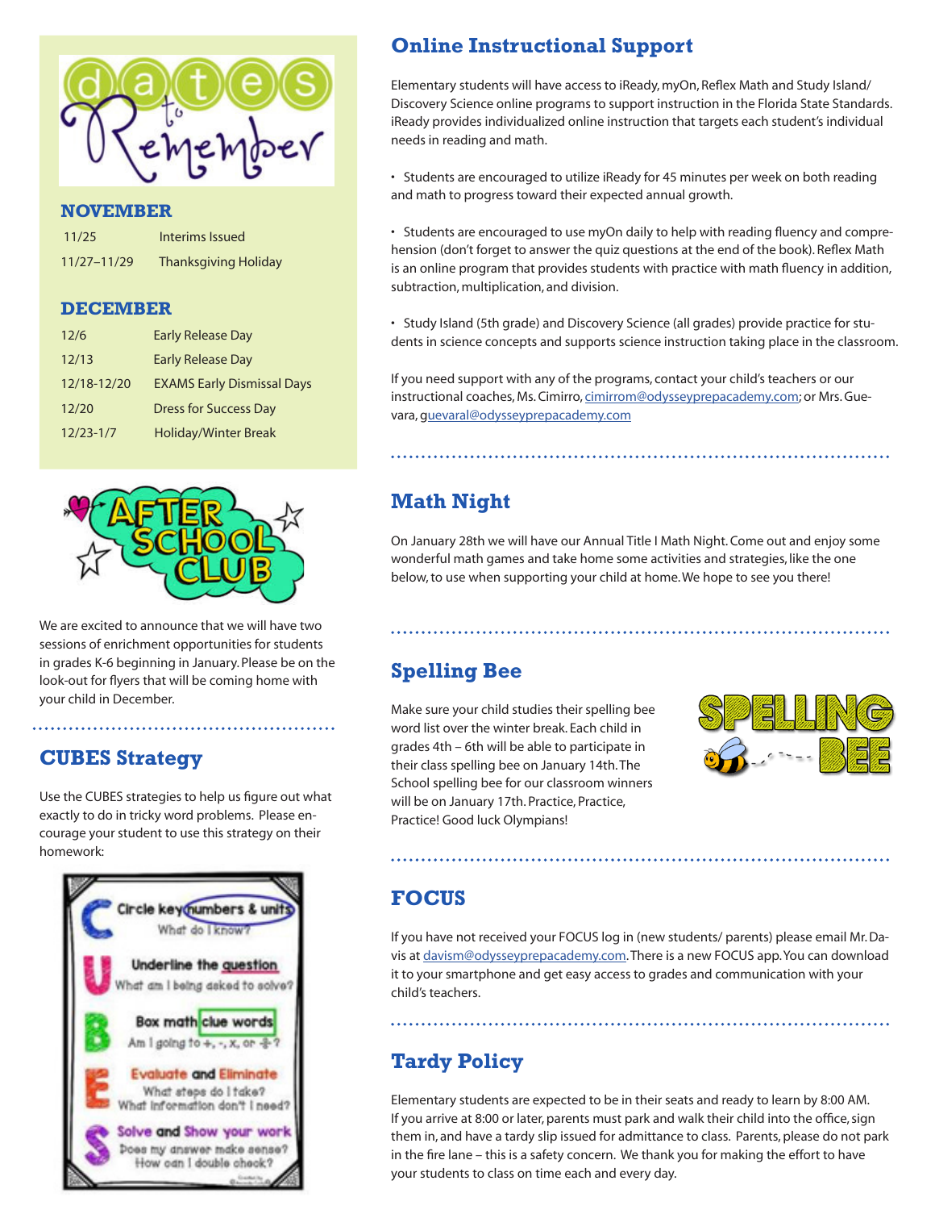# Dates to Remember

## NOVEMBER

| | |
|---|---|
| 11/25 | Interims Issued |
| 11/27–11/29 | Thanksgiving Holiday |

## DECEMBER

| | |
|---|---|
| 12/6 | Early Release Day |
| 12/13 | Early Release Day |
| 12/18-12/20 | EXAMS Early Dismissal Days |
| 12/20 | Dress for Success Day |
| 12/23-1/7 | Holiday/Winter Break |

## AFTER SCHOOL CLUB

We are excited to announce that we will have two sessions of enrichment opportunities for students in grades K-6 beginning in January. Please be on the look-out for flyers that will be coming home with your child in December.

## CUBES Strategy

Use the CUBES strategies to help us figure out what exactly to do in tricky word problems. Please encourage your student to use this strategy on their homework:

- **C** Circle key numbers & units — What do I know?
- **U** Underline the question — What am I being asked to solve?
- **B** Box math clue words — Am I going to +, -, x, or ÷?
- **E** Evaluate and Eliminate — What steps do I take? What information don't I need?
- **S** Solve and Show your work — Does my answer make sense? How can I double check?

## Online Instructional Support

Elementary students will have access to iReady, myOn, Reflex Math and Study Island/ Discovery Science online programs to support instruction in the Florida State Standards. iReady provides individualized online instruction that targets each student's individual needs in reading and math.

- Students are encouraged to utilize iReady for 45 minutes per week on both reading and math to progress toward their expected annual growth.
- Students are encouraged to use myOn daily to help with reading fluency and comprehension (don't forget to answer the quiz questions at the end of the book). Reflex Math is an online program that provides students with practice with math fluency in addition, subtraction, multiplication, and division.
- Study Island (5th grade) and Discovery Science (all grades) provide practice for students in science concepts and supports science instruction taking place in the classroom.

If you need support with any of the programs, contact your child's teachers or our instructional coaches, Ms. Cimirro, cimirrom@odysseyprepacademy.com; or Mrs. Guevara, guevaral@odysseyprepacademy.com

## Math Night

On January 28th we will have our Annual Title I Math Night. Come out and enjoy some wonderful math games and take home some activities and strategies, like the one below, to use when supporting your child at home. We hope to see you there!

## Spelling Bee

Make sure your child studies their spelling bee word list over the winter break. Each child in grades 4th – 6th will be able to participate in their class spelling bee on January 14th. The School spelling bee for our classroom winners will be on January 17th. Practice, Practice, Practice! Good luck Olympians!

## FOCUS

If you have not received your FOCUS log in (new students/ parents) please email Mr. Davis at davism@odysseyprepacademy.com. There is a new FOCUS app. You can download it to your smartphone and get easy access to grades and communication with your child's teachers.

## Tardy Policy

Elementary students are expected to be in their seats and ready to learn by 8:00 AM. If you arrive at 8:00 or later, parents must park and walk their child into the office, sign them in, and have a tardy slip issued for admittance to class. Parents, please do not park in the fire lane – this is a safety concern. We thank you for making the effort to have your students to class on time each and every day.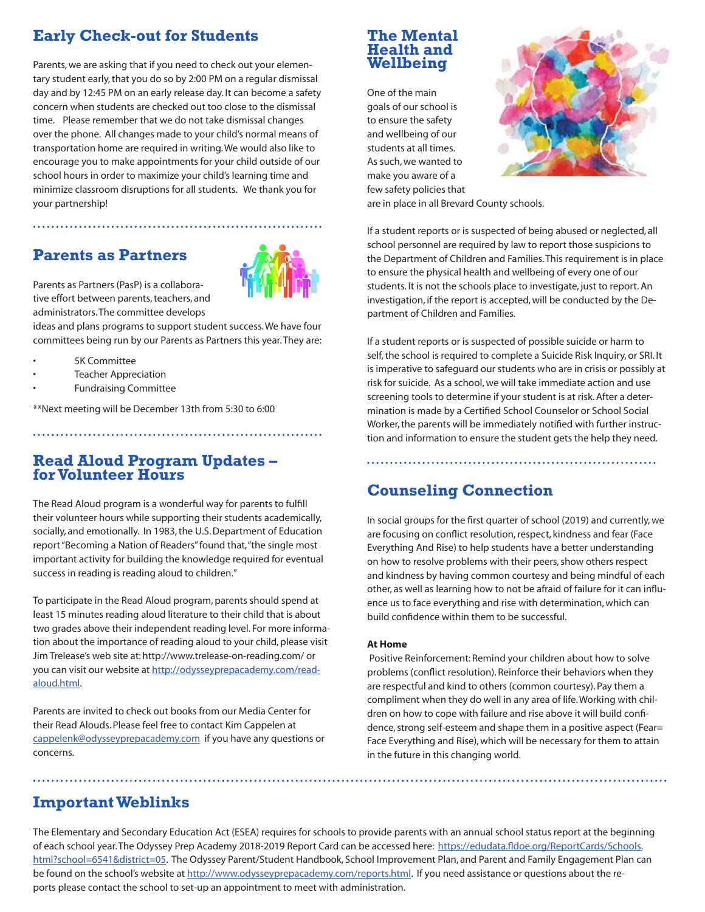## Early Check-out for Students

Parents, we are asking that if you need to check out your elementary student early, that you do so by 2:00 PM on a regular dismissal day and by 12:45 PM on an early release day. It can become a safety concern when students are checked out too close to the dismissal time. Please remember that we do not take dismissal changes over the phone. All changes made to your child's normal means of transportation home are required in writing. We would also like to encourage you to make appointments for your child outside of our school hours in order to maximize your child's learning time and minimize classroom disruptions for all students. We thank you for your partnership!

## Parents as Partners

Parents as Partners (PasP) is a collaborative effort between parents, teachers, and administrators. The committee develops ideas and plans programs to support student success. We have four committees being run by our Parents as Partners this year. They are:

- 5K Committee
- Teacher Appreciation
- Fundraising Committee

**Next meeting will be December 13th from 5:30 to 6:00

## Read Aloud Program Updates – for Volunteer Hours

The Read Aloud program is a wonderful way for parents to fulfill their volunteer hours while supporting their students academically, socially, and emotionally. In 1983, the U.S. Department of Education report "Becoming a Nation of Readers" found that, "the single most important activity for building the knowledge required for eventual success in reading is reading aloud to children."

To participate in the Read Aloud program, parents should spend at least 15 minutes reading aloud literature to their child that is about two grades above their independent reading level. For more information about the importance of reading aloud to your child, please visit Jim Trelease's web site at: http://www.trelease-on-reading.com/ or you can visit our website at http://odysseyprepacademy.com/read-aloud.html.

Parents are invited to check out books from our Media Center for their Read Alouds. Please feel free to contact Kim Cappelen at cappelenk@odysseyprepacademy.com if you have any questions or concerns.

## The Mental Health and Wellbeing

One of the main goals of our school is to ensure the safety and wellbeing of our students at all times. As such, we wanted to make you aware of a few safety policies that are in place in all Brevard County schools.

If a student reports or is suspected of being abused or neglected, all school personnel are required by law to report those suspicions to the Department of Children and Families. This requirement is in place to ensure the physical health and wellbeing of every one of our students. It is not the schools place to investigate, just to report. An investigation, if the report is accepted, will be conducted by the Department of Children and Families.

If a student reports or is suspected of possible suicide or harm to self, the school is required to complete a Suicide Risk Inquiry, or SRI. It is imperative to safeguard our students who are in crisis or possibly at risk for suicide. As a school, we will take immediate action and use screening tools to determine if your student is at risk. After a determination is made by a Certified School Counselor or School Social Worker, the parents will be immediately notified with further instruction and information to ensure the student gets the help they need.

## Counseling Connection

In social groups for the first quarter of school (2019) and currently, we are focusing on conflict resolution, respect, kindness and fear (Face Everything And Rise) to help students have a better understanding on how to resolve problems with their peers, show others respect and kindness by having common courtesy and being mindful of each other, as well as learning how to not be afraid of failure for it can influence us to face everything and rise with determination, which can build confidence within them to be successful.

**At Home**

Positive Reinforcement: Remind your children about how to solve problems (conflict resolution). Reinforce their behaviors when they are respectful and kind to others (common courtesy). Pay them a compliment when they do well in any area of life. Working with children on how to cope with failure and rise above it will build confidence, strong self-esteem and shape them in a positive aspect (Fear= Face Everything and Rise), which will be necessary for them to attain in the future in this changing world.

## Important Weblinks

The Elementary and Secondary Education Act (ESEA) requires for schools to provide parents with an annual school status report at the beginning of each school year. The Odyssey Prep Academy 2018-2019 Report Card can be accessed here: https://edudata.fldoe.org/ReportCards/Schools.html?school=6541&district=05. The Odyssey Parent/Student Handbook, School Improvement Plan, and Parent and Family Engagement Plan can be found on the school's website at http://www.odysseyprepacademy.com/reports.html. If you need assistance or questions about the reports please contact the school to set-up an appointment to meet with administration.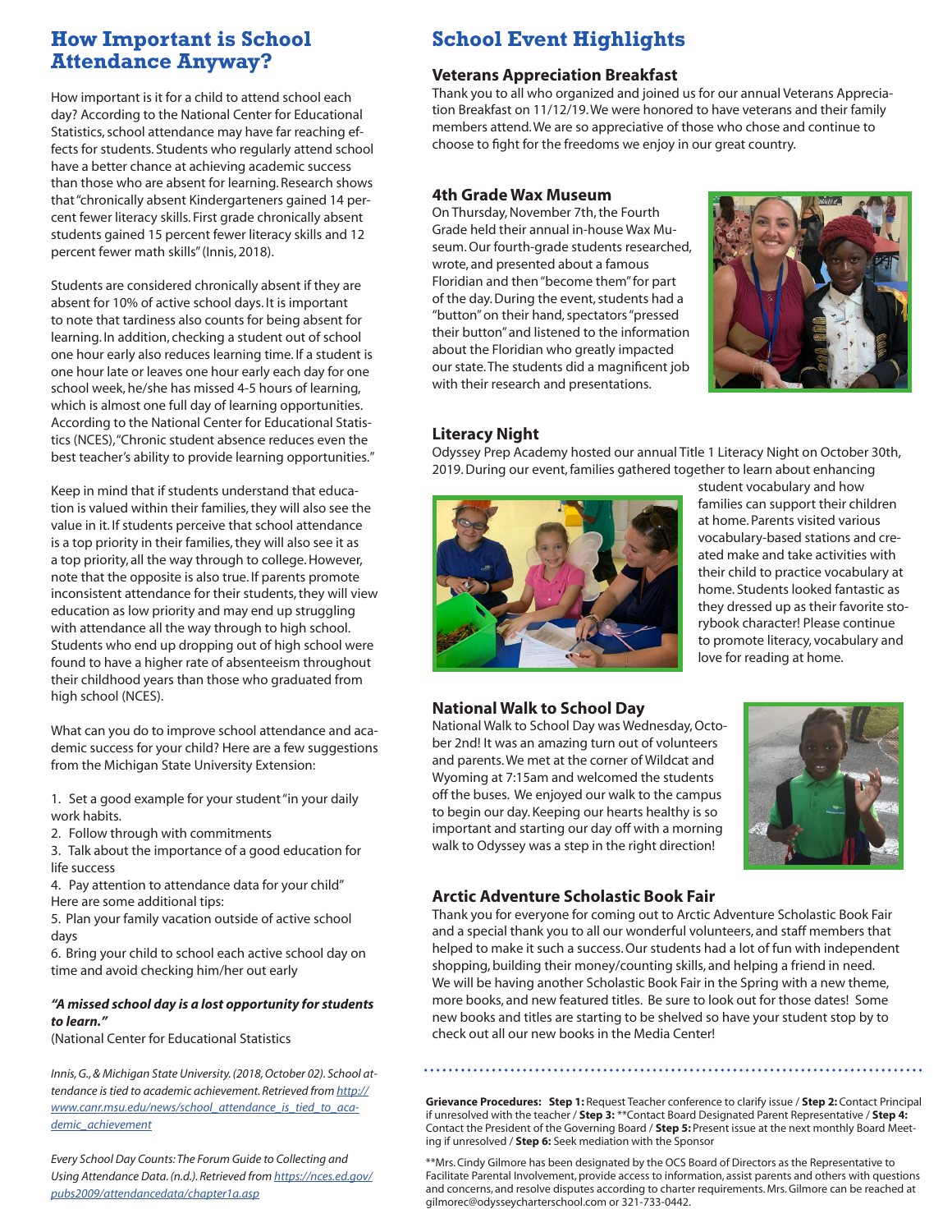## How Important is School Attendance Anyway?

How important is it for a child to attend school each day? According to the National Center for Educational Statistics, school attendance may have far reaching effects for students. Students who regularly attend school have a better chance at achieving academic success than those who are absent for learning. Research shows that "chronically absent Kindergarteners gained 14 percent fewer literacy skills. First grade chronically absent students gained 15 percent fewer literacy skills and 12 percent fewer math skills" (Innis, 2018).

Students are considered chronically absent if they are absent for 10% of active school days. It is important to note that tardiness also counts for being absent for learning. In addition, checking a student out of school one hour early also reduces learning time. If a student is one hour late or leaves one hour early each day for one school week, he/she has missed 4-5 hours of learning, which is almost one full day of learning opportunities. According to the National Center for Educational Statistics (NCES), "Chronic student absence reduces even the best teacher's ability to provide learning opportunities."

Keep in mind that if students understand that education is valued within their families, they will also see the value in it. If students perceive that school attendance is a top priority in their families, they will also see it as a top priority, all the way through to college. However, note that the opposite is also true. If parents promote inconsistent attendance for their students, they will view education as low priority and may end up struggling with attendance all the way through to high school. Students who end up dropping out of high school were found to have a higher rate of absenteeism throughout their childhood years than those who graduated from high school (NCES).

What can you do to improve school attendance and academic success for your child? Here are a few suggestions from the Michigan State University Extension:

1. Set a good example for your student "in your daily work habits.
2. Follow through with commitments
3. Talk about the importance of a good education for life success
4. Pay attention to attendance data for your child" Here are some additional tips:
5. Plan your family vacation outside of active school days
6. Bring your child to school each active school day on time and avoid checking him/her out early

***"A missed school day is a lost opportunity for students to learn."***
(National Center for Educational Statistics

*Innis, G., & Michigan State University. (2018, October 02). School attendance is tied to academic achievement. Retrieved from http://www.canr.msu.edu/news/school_attendance_is_tied_to_academic_achievement*

*Every School Day Counts: The Forum Guide to Collecting and Using Attendance Data. (n.d.). Retrieved from https://nces.ed.gov/pubs2009/attendancedata/chapter1a.asp*

## School Event Highlights

### Veterans Appreciation Breakfast

Thank you to all who organized and joined us for our annual Veterans Appreciation Breakfast on 11/12/19. We were honored to have veterans and their family members attend. We are so appreciative of those who chose and continue to choose to fight for the freedoms we enjoy in our great country.

### 4th Grade Wax Museum

On Thursday, November 7th, the Fourth Grade held their annual in-house Wax Museum. Our fourth-grade students researched, wrote, and presented about a famous Floridian and then "become them" for part of the day. During the event, students had a "button" on their hand, spectators "pressed their button" and listened to the information about the Floridian who greatly impacted our state. The students did a magnificent job with their research and presentations.

### Literacy Night

Odyssey Prep Academy hosted our annual Title 1 Literacy Night on October 30th, 2019. During our event, families gathered together to learn about enhancing student vocabulary and how families can support their children at home. Parents visited various vocabulary-based stations and created make and take activities with their child to practice vocabulary at home. Students looked fantastic as they dressed up as their favorite storybook character! Please continue to promote literacy, vocabulary and love for reading at home.

### National Walk to School Day

National Walk to School Day was Wednesday, October 2nd! It was an amazing turn out of volunteers and parents. We met at the corner of Wildcat and Wyoming at 7:15am and welcomed the students off the buses. We enjoyed our walk to the campus to begin our day. Keeping our hearts healthy is so important and starting our day off with a morning walk to Odyssey was a step in the right direction!

### Arctic Adventure Scholastic Book Fair

Thank you for everyone for coming out to Arctic Adventure Scholastic Book Fair and a special thank you to all our wonderful volunteers, and staff members that helped to make it such a success. Our students had a lot of fun with independent shopping, building their money/counting skills, and helping a friend in need. We will be having another Scholastic Book Fair in the Spring with a new theme, more books, and new featured titles. Be sure to look out for those dates! Some new books and titles are starting to be shelved so have your student stop by to check out all our new books in the Media Center!

**Grievance Procedures: Step 1:** Request Teacher conference to clarify issue / **Step 2:** Contact Principal if unresolved with the teacher / **Step 3:** **Contact Board Designated Parent Representative / **Step 4:** Contact the President of the Governing Board / **Step 5:** Present issue at the next monthly Board Meeting if unresolved / **Step 6:** Seek mediation with the Sponsor

**Mrs. Cindy Gilmore has been designated by the OCS Board of Directors as the Representative to Facilitate Parental Involvement, provide access to information, assist parents and others with questions and concerns, and resolve disputes according to charter requirements. Mrs. Gilmore can be reached at gilmorec@odysseycharterschool.com or 321-733-0442.